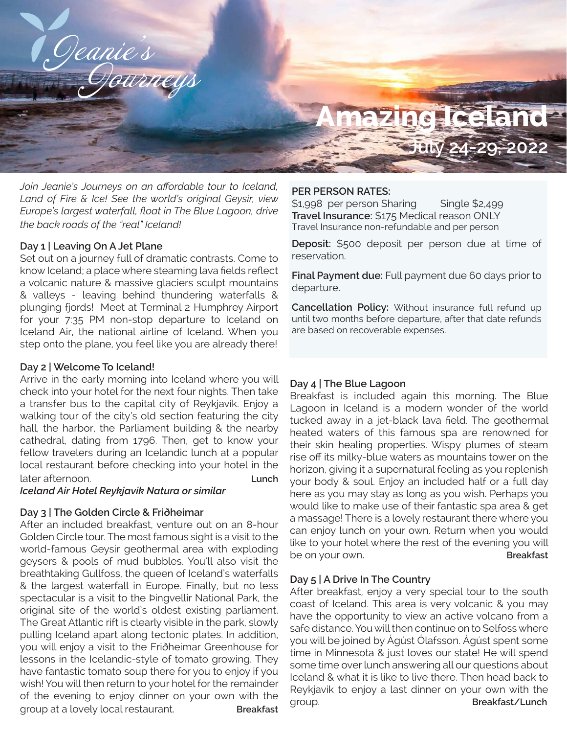Jeanie's Journeys

# Amazing Iceland

## July 24-29, 2022

*Join Jeanie's Journeys on an affordable tour to Iceland, Land of Fire & Ice! See the world's original Geysir, view Europe's largest waterfall, float in The Blue Lagoon, drive the back roads of the "real" Iceland!*

### Day 1 | Leaving On A Jet Plane

Set out on a journey full of dramatic contrasts. Come to know Iceland; a place where steaming lava fields reflect a volcanic nature & massive glaciers sculpt mountains & valleys - leaving behind thundering waterfalls & plunging fjords! Meet at Terminal 2 Humphrey Airport for your 7:35 PM non-stop departure to Iceland on Iceland Air, the national airline of Iceland. When you step onto the plane, you feel like you are already there!

### Day 2 | Welcome To Iceland!

Arrive in the early morning into Iceland where you will check into your hotel for the next four nights. Then take a transfer bus to the capital city of Reykjavík. Enjoy a walking tour of the city's old section featuring the city hall, the harbor, the Parliament building & the nearby cathedral, dating from 1796. Then, get to know your fellow travelers during an Icelandic lunch at a popular local restaurant before checking into your hotel in the later afternoon. **Lunch**

***Iceland Air Hotel Reykjavík Natura or similar***

### Day 3 | The Golden Circle & Friðheimar

After an included breakfast, venture out on an 8-hour Golden Circle tour. The most famous sight is a visit to the world-famous Geysir geothermal area with exploding geysers & pools of mud bubbles. You'll also visit the breathtaking Gullfoss, the queen of Iceland's waterfalls & the largest waterfall in Europe. Finally, but no less spectacular is a visit to the Þingvellir National Park, the original site of the world's oldest existing parliament. The Great Atlantic rift is clearly visible in the park, slowly pulling Iceland apart along tectonic plates. In addition, you will enjoy a visit to the Friðheimar Greenhouse for lessons in the Icelandic-style of tomato growing. They have fantastic tomato soup there for you to enjoy if you wish! You will then return to your hotel for the remainder of the evening to enjoy dinner on your own with the group at a lovely local restaurant. **Breakfast**

**PER PERSON RATES:**
$1,998 per person Sharing Single $2,499
**Travel Insurance:** $175 Medical reason ONLY
Travel Insurance non-refundable and per person

**Deposit:** $500 deposit per person due at time of reservation.

**Final Payment due:** Full payment due 60 days prior to departure.

**Cancellation Policy:** Without insurance full refund up until two months before departure, after that date refunds are based on recoverable expenses.

### Day 4 | The Blue Lagoon

Breakfast is included again this morning. The Blue Lagoon in Iceland is a modern wonder of the world tucked away in a jet-black lava field. The geothermal heated waters of this famous spa are renowned for their skin healing properties. Wispy plumes of steam rise off its milky-blue waters as mountains tower on the horizon, giving it a supernatural feeling as you replenish your body & soul. Enjoy an included half or a full day here as you may stay as long as you wish. Perhaps you would like to make use of their fantastic spa area & get a massage! There is a lovely restaurant there where you can enjoy lunch on your own. Return when you would like to your hotel where the rest of the evening you will be on your own. **Breakfast**

### Day 5 | A Drive In The Country

After breakfast, enjoy a very special tour to the south coast of Iceland. This area is very volcanic & you may have the opportunity to view an active volcano from a safe distance. You will then continue on to Selfoss where you will be joined by Ágúst Ólafsson. Ágúst spent some time in Minnesota & just loves our state! He will spend some time over lunch answering all our questions about Iceland & what it is like to live there. Then head back to Reykjavik to enjoy a last dinner on your own with the group. **Breakfast/Lunch**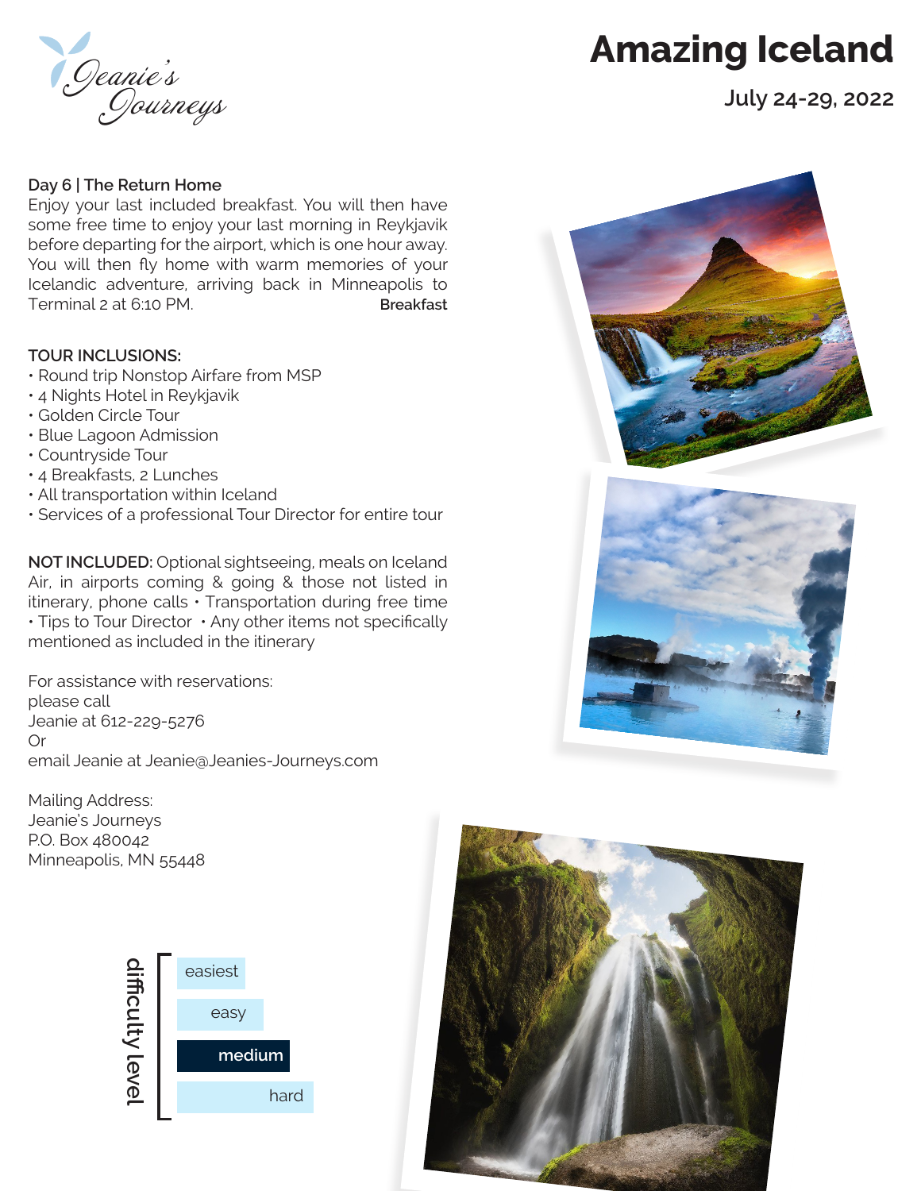# Amazing Iceland

July 24-29, 2022

**Day 6 | The Return Home**

Enjoy your last included breakfast. You will then have some free time to enjoy your last morning in Reykjavik before departing for the airport, which is one hour away. You will then fly home with warm memories of your Icelandic adventure, arriving back in Minneapolis to Terminal 2 at 6:10 PM. **Breakfast**

**TOUR INCLUSIONS:**

- Round trip Nonstop Airfare from MSP
- 4 Nights Hotel in Reykjavik
- Golden Circle Tour
- Blue Lagoon Admission
- Countryside Tour
- 4 Breakfasts, 2 Lunches
- All transportation within Iceland
- Services of a professional Tour Director for entire tour

**NOT INCLUDED:** Optional sightseeing, meals on Iceland Air, in airports coming & going & those not listed in itinerary, phone calls • Transportation during free time • Tips to Tour Director • Any other items not specifically mentioned as included in the itinerary

For assistance with reservations:
please call
Jeanie at 612-229-5276
Or
email Jeanie at Jeanie@Jeanies-Journeys.com

Mailing Address:
Jeanie's Journeys
P.O. Box 480042
Minneapolis, MN 55448

difficulty level

easiest

easy

**medium**

hard